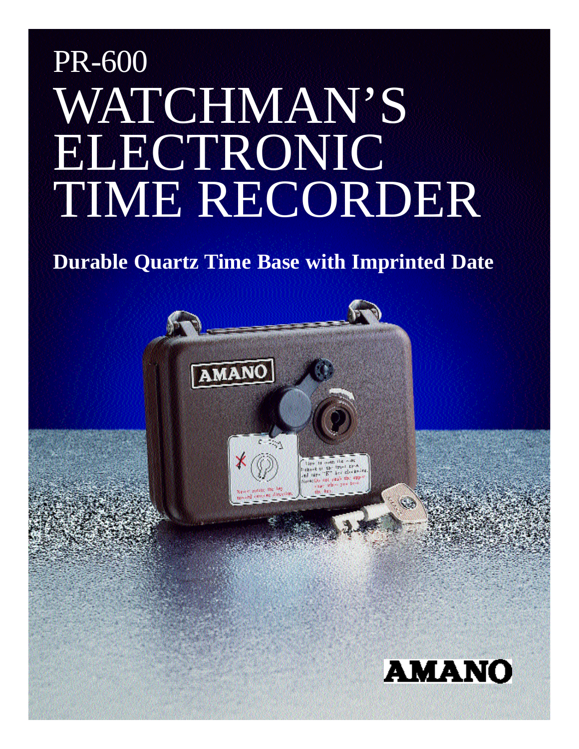PR-600

# WATCHMAN'S ELECTRONIC TIME RECORDER

**Durable Quartz Time Base with Imprinted Date**

AMANO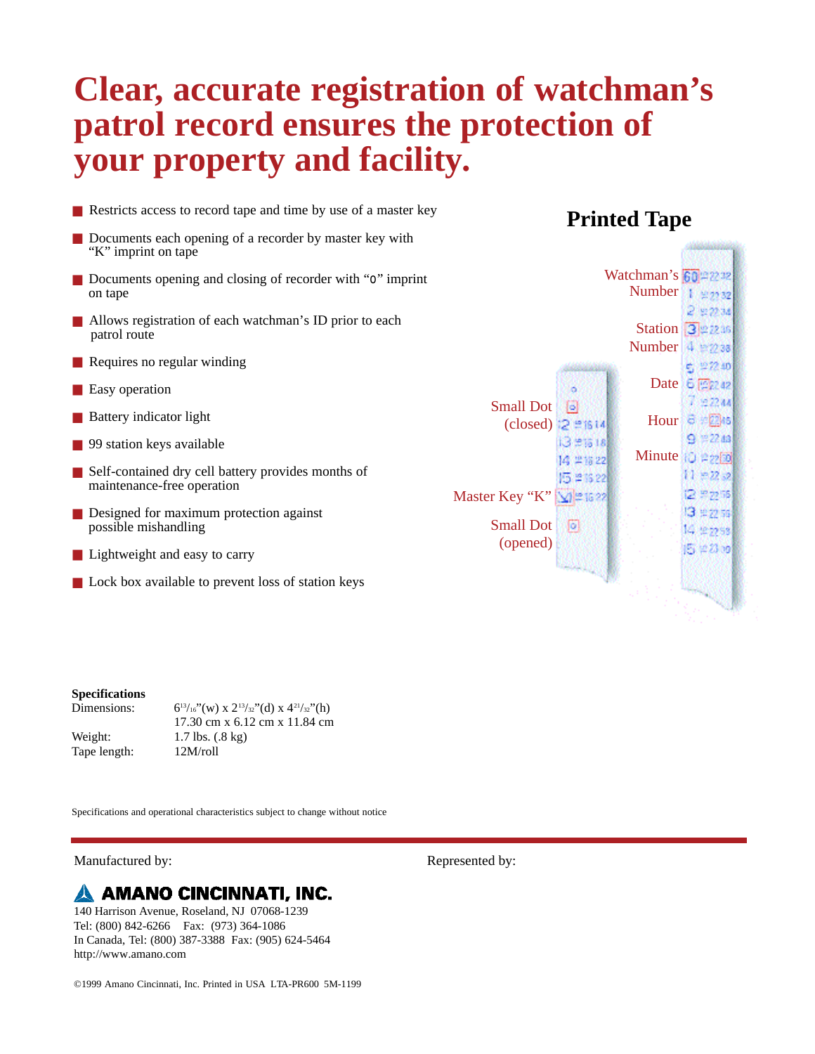# Clear, accurate registration of watchman's patrol record ensures the protection of your property and facility.

- Restricts access to record tape and time by use of a master key
- Documents each opening of a recorder by master key with "K" imprint on tape
- Documents opening and closing of recorder with "o" imprint on tape
- Allows registration of each watchman's ID prior to each patrol route
- Requires no regular winding
- Easy operation
- Battery indicator light
- 99 station keys available
- Self-contained dry cell battery provides months of maintenance-free operation
- Designed for maximum protection against possible mishandling
- Lightweight and easy to carry
- Lock box available to prevent loss of station keys

## Printed Tape

Watchman's Number

Station Number

Date

Hour

Minute

Small Dot (closed)

Master Key "K"

Small Dot (opened)

**Specifications**

| | |
|---|---|
| Dimensions: | $6^{13}/_{16}$"(w) x $2^{13}/_{32}$"(d) x $4^{21}/_{32}$"(h) |
| | 17.30 cm x 6.12 cm x 11.84 cm |
| Weight: | 1.7 lbs. (.8 kg) |
| Tape length: | 12M/roll |

Specifications and operational characteristics subject to change without notice

Manufactured by:

**AMANO CINCINNATI, INC.**
140 Harrison Avenue, Roseland, NJ 07068-1239
Tel: (800) 842-6266 Fax: (973) 364-1086
In Canada, Tel: (800) 387-3388 Fax: (905) 624-5464
http://www.amano.com

Represented by:

©1999 Amano Cincinnati, Inc. Printed in USA LTA-PR600 5M-1199